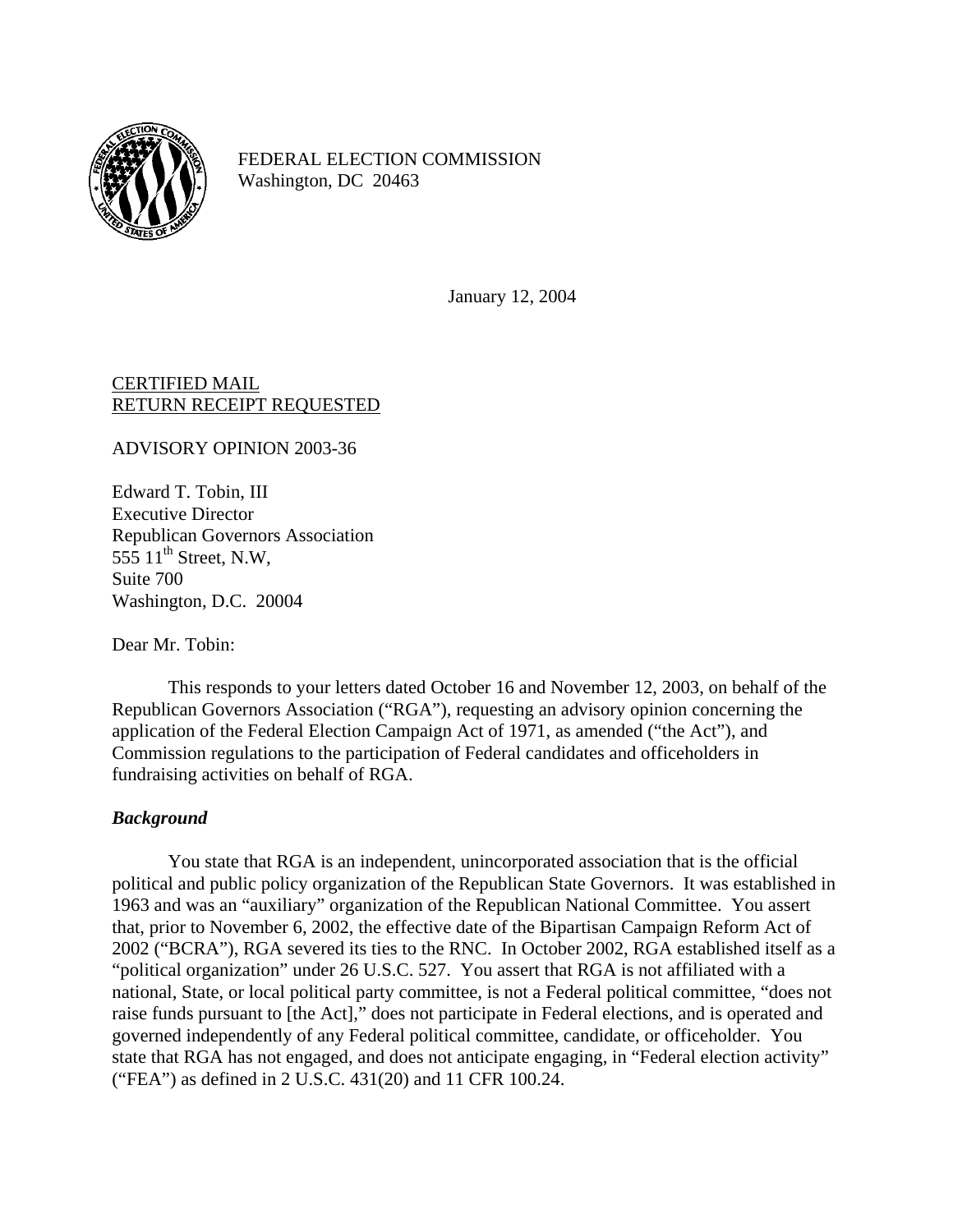FEDERAL ELECTION COMMISSION
Washington, DC 20463

January 12, 2004

CERTIFIED MAIL
RETURN RECEIPT REQUESTED

ADVISORY OPINION 2003-36

Edward T. Tobin, III
Executive Director
Republican Governors Association
555 11th Street, N.W,
Suite 700
Washington, D.C. 20004

Dear Mr. Tobin:

This responds to your letters dated October 16 and November 12, 2003, on behalf of the Republican Governors Association ("RGA"), requesting an advisory opinion concerning the application of the Federal Election Campaign Act of 1971, as amended ("the Act"), and Commission regulations to the participation of Federal candidates and officeholders in fundraising activities on behalf of RGA.

***Background***

You state that RGA is an independent, unincorporated association that is the official political and public policy organization of the Republican State Governors. It was established in 1963 and was an "auxiliary" organization of the Republican National Committee. You assert that, prior to November 6, 2002, the effective date of the Bipartisan Campaign Reform Act of 2002 ("BCRA"), RGA severed its ties to the RNC. In October 2002, RGA established itself as a "political organization" under 26 U.S.C. 527. You assert that RGA is not affiliated with a national, State, or local political party committee, is not a Federal political committee, "does not raise funds pursuant to [the Act]," does not participate in Federal elections, and is operated and governed independently of any Federal political committee, candidate, or officeholder. You state that RGA has not engaged, and does not anticipate engaging, in "Federal election activity" ("FEA") as defined in 2 U.S.C. 431(20) and 11 CFR 100.24.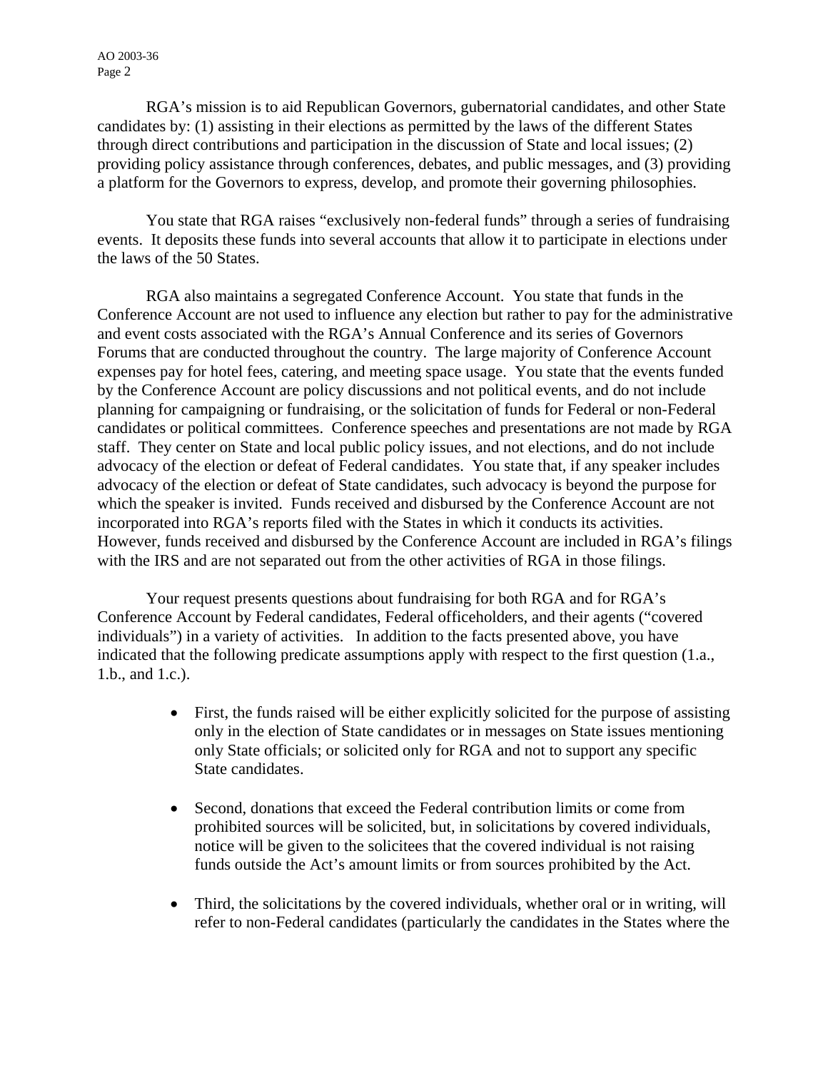RGA's mission is to aid Republican Governors, gubernatorial candidates, and other State candidates by: (1) assisting in their elections as permitted by the laws of the different States through direct contributions and participation in the discussion of State and local issues; (2) providing policy assistance through conferences, debates, and public messages, and (3) providing a platform for the Governors to express, develop, and promote their governing philosophies.

You state that RGA raises "exclusively non-federal funds" through a series of fundraising events. It deposits these funds into several accounts that allow it to participate in elections under the laws of the 50 States.

RGA also maintains a segregated Conference Account. You state that funds in the Conference Account are not used to influence any election but rather to pay for the administrative and event costs associated with the RGA's Annual Conference and its series of Governors Forums that are conducted throughout the country. The large majority of Conference Account expenses pay for hotel fees, catering, and meeting space usage. You state that the events funded by the Conference Account are policy discussions and not political events, and do not include planning for campaigning or fundraising, or the solicitation of funds for Federal or non-Federal candidates or political committees. Conference speeches and presentations are not made by RGA staff. They center on State and local public policy issues, and not elections, and do not include advocacy of the election or defeat of Federal candidates. You state that, if any speaker includes advocacy of the election or defeat of State candidates, such advocacy is beyond the purpose for which the speaker is invited. Funds received and disbursed by the Conference Account are not incorporated into RGA's reports filed with the States in which it conducts its activities. However, funds received and disbursed by the Conference Account are included in RGA's filings with the IRS and are not separated out from the other activities of RGA in those filings.

Your request presents questions about fundraising for both RGA and for RGA's Conference Account by Federal candidates, Federal officeholders, and their agents ("covered individuals") in a variety of activities. In addition to the facts presented above, you have indicated that the following predicate assumptions apply with respect to the first question (1.a., 1.b., and 1.c.).

- First, the funds raised will be either explicitly solicited for the purpose of assisting only in the election of State candidates or in messages on State issues mentioning only State officials; or solicited only for RGA and not to support any specific State candidates.

- Second, donations that exceed the Federal contribution limits or come from prohibited sources will be solicited, but, in solicitations by covered individuals, notice will be given to the solicitees that the covered individual is not raising funds outside the Act's amount limits or from sources prohibited by the Act.

- Third, the solicitations by the covered individuals, whether oral or in writing, will refer to non-Federal candidates (particularly the candidates in the States where the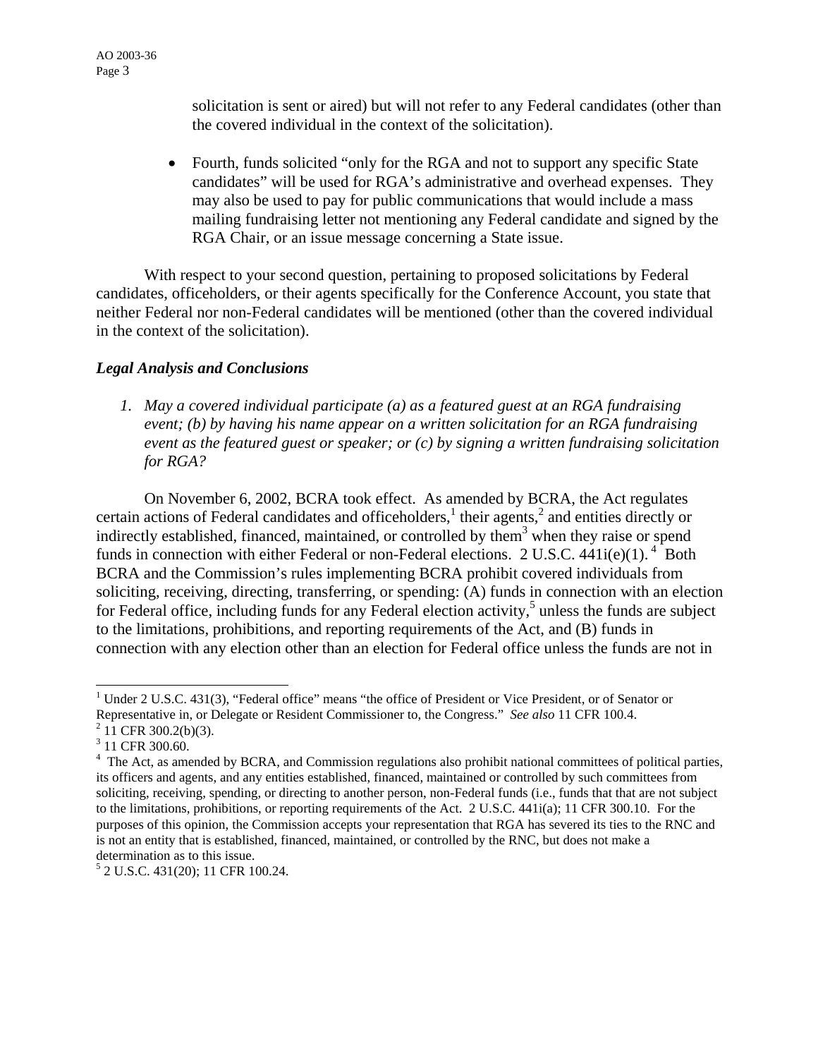solicitation is sent or aired) but will not refer to any Federal candidates (other than the covered individual in the context of the solicitation).

- Fourth, funds solicited "only for the RGA and not to support any specific State candidates" will be used for RGA's administrative and overhead expenses. They may also be used to pay for public communications that would include a mass mailing fundraising letter not mentioning any Federal candidate and signed by the RGA Chair, or an issue message concerning a State issue.

With respect to your second question, pertaining to proposed solicitations by Federal candidates, officeholders, or their agents specifically for the Conference Account, you state that neither Federal nor non-Federal candidates will be mentioned (other than the covered individual in the context of the solicitation).

### *Legal Analysis and Conclusions*

1. *May a covered individual participate (a) as a featured guest at an RGA fundraising event; (b) by having his name appear on a written solicitation for an RGA fundraising event as the featured guest or speaker; or (c) by signing a written fundraising solicitation for RGA?*

On November 6, 2002, BCRA took effect. As amended by BCRA, the Act regulates certain actions of Federal candidates and officeholders,[1] their agents,[2] and entities directly or indirectly established, financed, maintained, or controlled by them[3] when they raise or spend funds in connection with either Federal or non-Federal elections. 2 U.S.C. 441i(e)(1).[4] Both BCRA and the Commission's rules implementing BCRA prohibit covered individuals from soliciting, receiving, directing, transferring, or spending: (A) funds in connection with an election for Federal office, including funds for any Federal election activity,[5] unless the funds are subject to the limitations, prohibitions, and reporting requirements of the Act, and (B) funds in connection with any election other than an election for Federal office unless the funds are not in

---

[1] Under 2 U.S.C. 431(3), "Federal office" means "the office of President or Vice President, or of Senator or Representative in, or Delegate or Resident Commissioner to, the Congress." *See also* 11 CFR 100.4.

[2] 11 CFR 300.2(b)(3).

[3] 11 CFR 300.60.

[4] The Act, as amended by BCRA, and Commission regulations also prohibit national committees of political parties, its officers and agents, and any entities established, financed, maintained or controlled by such committees from soliciting, receiving, spending, or directing to another person, non-Federal funds (i.e., funds that that are not subject to the limitations, prohibitions, or reporting requirements of the Act. 2 U.S.C. 441i(a); 11 CFR 300.10. For the purposes of this opinion, the Commission accepts your representation that RGA has severed its ties to the RNC and is not an entity that is established, financed, maintained, or controlled by the RNC, but does not make a determination as to this issue.

[5] 2 U.S.C. 431(20); 11 CFR 100.24.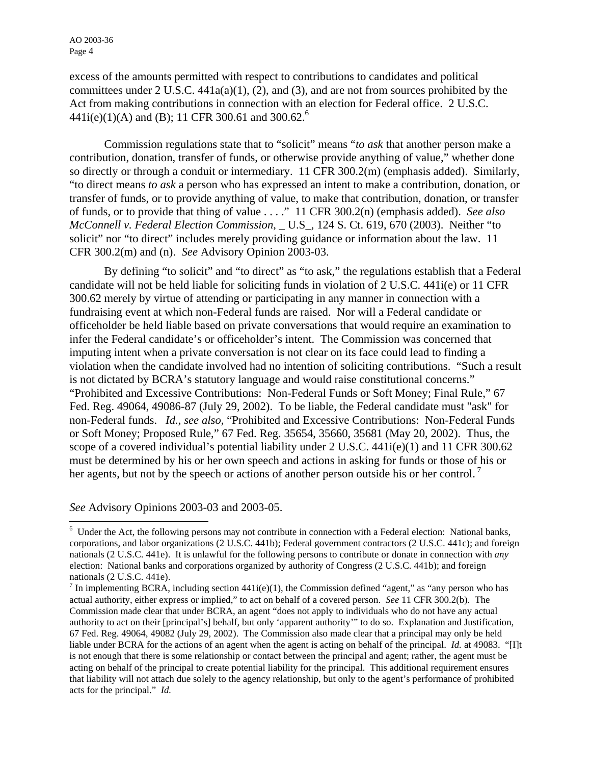excess of the amounts permitted with respect to contributions to candidates and political committees under 2 U.S.C. 441a(a)(1), (2), and (3), and are not from sources prohibited by the Act from making contributions in connection with an election for Federal office. 2 U.S.C. 441i(e)(1)(A) and (B); 11 CFR 300.61 and 300.62.[6]

Commission regulations state that to "solicit" means "*to ask* that another person make a contribution, donation, transfer of funds, or otherwise provide anything of value," whether done so directly or through a conduit or intermediary. 11 CFR 300.2(m) (emphasis added). Similarly, "to direct means *to ask* a person who has expressed an intent to make a contribution, donation, or transfer of funds, or to provide anything of value, to make that contribution, donation, or transfer of funds, or to provide that thing of value . . . ." 11 CFR 300.2(n) (emphasis added). *See also McConnell v. Federal Election Commission*, _ U.S_, 124 S. Ct. 619, 670 (2003). Neither "to solicit" nor "to direct" includes merely providing guidance or information about the law. 11 CFR 300.2(m) and (n). *See* Advisory Opinion 2003-03.

By defining "to solicit" and "to direct" as "to ask," the regulations establish that a Federal candidate will not be held liable for soliciting funds in violation of 2 U.S.C. 441i(e) or 11 CFR 300.62 merely by virtue of attending or participating in any manner in connection with a fundraising event at which non-Federal funds are raised. Nor will a Federal candidate or officeholder be held liable based on private conversations that would require an examination to infer the Federal candidate's or officeholder's intent. The Commission was concerned that imputing intent when a private conversation is not clear on its face could lead to finding a violation when the candidate involved had no intention of soliciting contributions. "Such a result is not dictated by BCRA's statutory language and would raise constitutional concerns." "Prohibited and Excessive Contributions: Non-Federal Funds or Soft Money; Final Rule," 67 Fed. Reg. 49064, 49086-87 (July 29, 2002). To be liable, the Federal candidate must "ask" for non-Federal funds. *Id., see also*, "Prohibited and Excessive Contributions: Non-Federal Funds or Soft Money; Proposed Rule," 67 Fed. Reg. 35654, 35660, 35681 (May 20, 2002). Thus, the scope of a covered individual's potential liability under 2 U.S.C. 441i(e)(1) and 11 CFR 300.62 must be determined by his or her own speech and actions in asking for funds or those of his or her agents, but not by the speech or actions of another person outside his or her control.[7]

*See* Advisory Opinions 2003-03 and 2003-05.

---

[6] Under the Act, the following persons may not contribute in connection with a Federal election: National banks, corporations, and labor organizations (2 U.S.C. 441b); Federal government contractors (2 U.S.C. 441c); and foreign nationals (2 U.S.C. 441e). It is unlawful for the following persons to contribute or donate in connection with *any* election: National banks and corporations organized by authority of Congress (2 U.S.C. 441b); and foreign nationals (2 U.S.C. 441e).

[7] In implementing BCRA, including section 441i(e)(1), the Commission defined "agent," as "any person who has actual authority, either express or implied," to act on behalf of a covered person. *See* 11 CFR 300.2(b). The Commission made clear that under BCRA, an agent "does not apply to individuals who do not have any actual authority to act on their [principal's] behalf, but only 'apparent authority'" to do so. Explanation and Justification, 67 Fed. Reg. 49064, 49082 (July 29, 2002). The Commission also made clear that a principal may only be held liable under BCRA for the actions of an agent when the agent is acting on behalf of the principal. *Id.* at 49083. "[I]t is not enough that there is some relationship or contact between the principal and agent; rather, the agent must be acting on behalf of the principal to create potential liability for the principal. This additional requirement ensures that liability will not attach due solely to the agency relationship, but only to the agent's performance of prohibited acts for the principal." *Id.*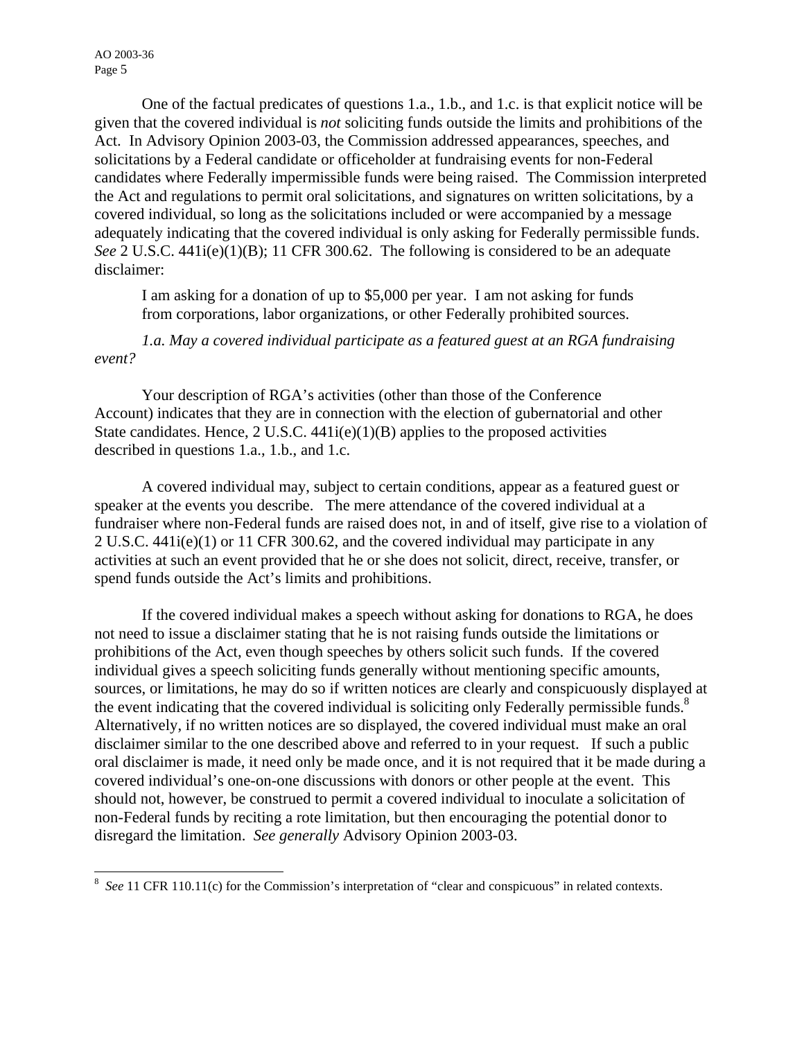One of the factual predicates of questions 1.a., 1.b., and 1.c. is that explicit notice will be given that the covered individual is *not* soliciting funds outside the limits and prohibitions of the Act. In Advisory Opinion 2003-03, the Commission addressed appearances, speeches, and solicitations by a Federal candidate or officeholder at fundraising events for non-Federal candidates where Federally impermissible funds were being raised. The Commission interpreted the Act and regulations to permit oral solicitations, and signatures on written solicitations, by a covered individual, so long as the solicitations included or were accompanied by a message adequately indicating that the covered individual is only asking for Federally permissible funds. *See* 2 U.S.C. 441i(e)(1)(B); 11 CFR 300.62. The following is considered to be an adequate disclaimer:

> I am asking for a donation of up to $5,000 per year. I am not asking for funds from corporations, labor organizations, or other Federally prohibited sources.

*1.a. May a covered individual participate as a featured guest at an RGA fundraising event?*

Your description of RGA's activities (other than those of the Conference Account) indicates that they are in connection with the election of gubernatorial and other State candidates. Hence, 2 U.S.C. 441i(e)(1)(B) applies to the proposed activities described in questions 1.a., 1.b., and 1.c.

A covered individual may, subject to certain conditions, appear as a featured guest or speaker at the events you describe. The mere attendance of the covered individual at a fundraiser where non-Federal funds are raised does not, in and of itself, give rise to a violation of 2 U.S.C. 441i(e)(1) or 11 CFR 300.62, and the covered individual may participate in any activities at such an event provided that he or she does not solicit, direct, receive, transfer, or spend funds outside the Act's limits and prohibitions.

If the covered individual makes a speech without asking for donations to RGA, he does not need to issue a disclaimer stating that he is not raising funds outside the limitations or prohibitions of the Act, even though speeches by others solicit such funds. If the covered individual gives a speech soliciting funds generally without mentioning specific amounts, sources, or limitations, he may do so if written notices are clearly and conspicuously displayed at the event indicating that the covered individual is soliciting only Federally permissible funds.[8] Alternatively, if no written notices are so displayed, the covered individual must make an oral disclaimer similar to the one described above and referred to in your request. If such a public oral disclaimer is made, it need only be made once, and it is not required that it be made during a covered individual's one-on-one discussions with donors or other people at the event. This should not, however, be construed to permit a covered individual to inoculate a solicitation of non-Federal funds by reciting a rote limitation, but then encouraging the potential donor to disregard the limitation. *See generally* Advisory Opinion 2003-03.

---

[8] *See* 11 CFR 110.11(c) for the Commission's interpretation of "clear and conspicuous" in related contexts.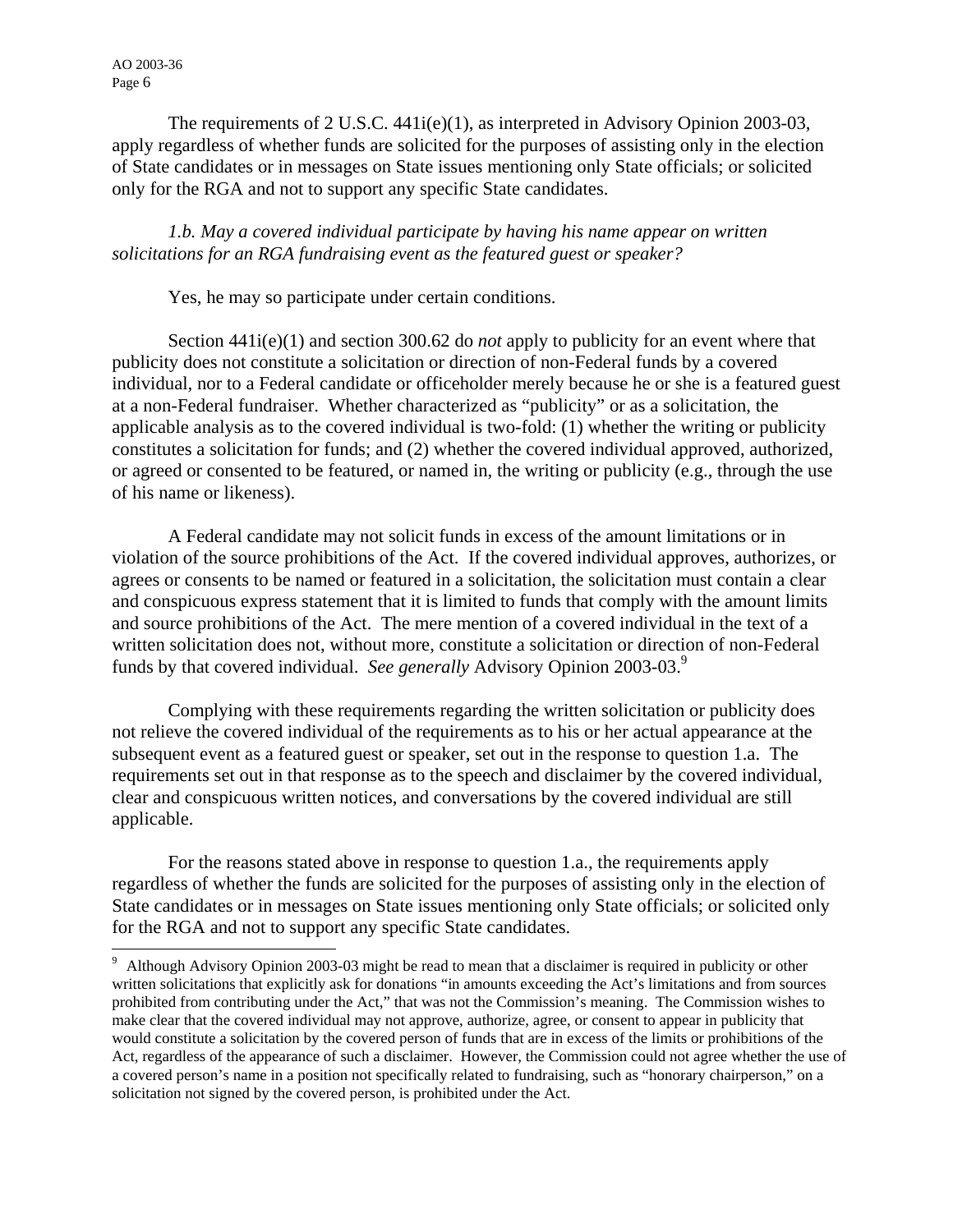The requirements of 2 U.S.C. 441i(e)(1), as interpreted in Advisory Opinion 2003-03, apply regardless of whether funds are solicited for the purposes of assisting only in the election of State candidates or in messages on State issues mentioning only State officials; or solicited only for the RGA and not to support any specific State candidates.

*1.b. May a covered individual participate by having his name appear on written solicitations for an RGA fundraising event as the featured guest or speaker?*

Yes, he may so participate under certain conditions.

Section 441i(e)(1) and section 300.62 do *not* apply to publicity for an event where that publicity does not constitute a solicitation or direction of non-Federal funds by a covered individual, nor to a Federal candidate or officeholder merely because he or she is a featured guest at a non-Federal fundraiser. Whether characterized as "publicity" or as a solicitation, the applicable analysis as to the covered individual is two-fold: (1) whether the writing or publicity constitutes a solicitation for funds; and (2) whether the covered individual approved, authorized, or agreed or consented to be featured, or named in, the writing or publicity (e.g., through the use of his name or likeness).

A Federal candidate may not solicit funds in excess of the amount limitations or in violation of the source prohibitions of the Act. If the covered individual approves, authorizes, or agrees or consents to be named or featured in a solicitation, the solicitation must contain a clear and conspicuous express statement that it is limited to funds that comply with the amount limits and source prohibitions of the Act. The mere mention of a covered individual in the text of a written solicitation does not, without more, constitute a solicitation or direction of non-Federal funds by that covered individual. *See generally* Advisory Opinion 2003-03.[9]

Complying with these requirements regarding the written solicitation or publicity does not relieve the covered individual of the requirements as to his or her actual appearance at the subsequent event as a featured guest or speaker, set out in the response to question 1.a. The requirements set out in that response as to the speech and disclaimer by the covered individual, clear and conspicuous written notices, and conversations by the covered individual are still applicable.

For the reasons stated above in response to question 1.a., the requirements apply regardless of whether the funds are solicited for the purposes of assisting only in the election of State candidates or in messages on State issues mentioning only State officials; or solicited only for the RGA and not to support any specific State candidates.

[9] Although Advisory Opinion 2003-03 might be read to mean that a disclaimer is required in publicity or other written solicitations that explicitly ask for donations "in amounts exceeding the Act's limitations and from sources prohibited from contributing under the Act," that was not the Commission's meaning. The Commission wishes to make clear that the covered individual may not approve, authorize, agree, or consent to appear in publicity that would constitute a solicitation by the covered person of funds that are in excess of the limits or prohibitions of the Act, regardless of the appearance of such a disclaimer. However, the Commission could not agree whether the use of a covered person's name in a position not specifically related to fundraising, such as "honorary chairperson," on a solicitation not signed by the covered person, is prohibited under the Act.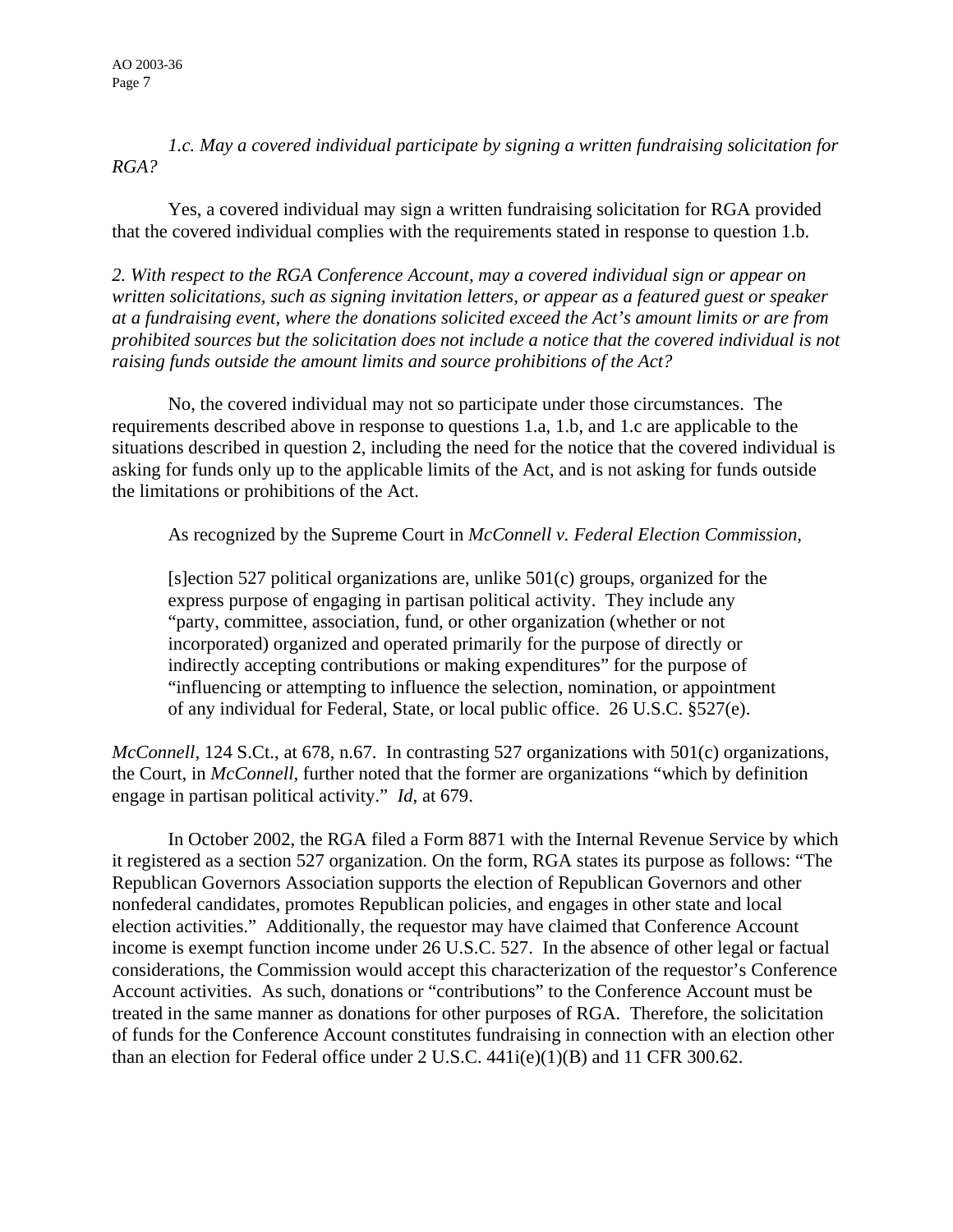*1.c. May a covered individual participate by signing a written fundraising solicitation for RGA?*

Yes, a covered individual may sign a written fundraising solicitation for RGA provided that the covered individual complies with the requirements stated in response to question 1.b.

*2. With respect to the RGA Conference Account, may a covered individual sign or appear on written solicitations, such as signing invitation letters, or appear as a featured guest or speaker at a fundraising event, where the donations solicited exceed the Act's amount limits or are from prohibited sources but the solicitation does not include a notice that the covered individual is not raising funds outside the amount limits and source prohibitions of the Act?*

No, the covered individual may not so participate under those circumstances. The requirements described above in response to questions 1.a, 1.b, and 1.c are applicable to the situations described in question 2, including the need for the notice that the covered individual is asking for funds only up to the applicable limits of the Act, and is not asking for funds outside the limitations or prohibitions of the Act.

As recognized by the Supreme Court in *McConnell v. Federal Election Commission,*

> [s]ection 527 political organizations are, unlike 501(c) groups, organized for the express purpose of engaging in partisan political activity. They include any "party, committee, association, fund, or other organization (whether or not incorporated) organized and operated primarily for the purpose of directly or indirectly accepting contributions or making expenditures" for the purpose of "influencing or attempting to influence the selection, nomination, or appointment of any individual for Federal, State, or local public office. 26 U.S.C. §527(e).

*McConnell*, 124 S.Ct., at 678, n.67. In contrasting 527 organizations with 501(c) organizations, the Court, in *McConnell*, further noted that the former are organizations "which by definition engage in partisan political activity." *Id,* at 679.

In October 2002, the RGA filed a Form 8871 with the Internal Revenue Service by which it registered as a section 527 organization. On the form, RGA states its purpose as follows: "The Republican Governors Association supports the election of Republican Governors and other nonfederal candidates, promotes Republican policies, and engages in other state and local election activities." Additionally, the requestor may have claimed that Conference Account income is exempt function income under 26 U.S.C. 527. In the absence of other legal or factual considerations, the Commission would accept this characterization of the requestor's Conference Account activities. As such, donations or "contributions" to the Conference Account must be treated in the same manner as donations for other purposes of RGA. Therefore, the solicitation of funds for the Conference Account constitutes fundraising in connection with an election other than an election for Federal office under 2 U.S.C. 441i(e)(1)(B) and 11 CFR 300.62.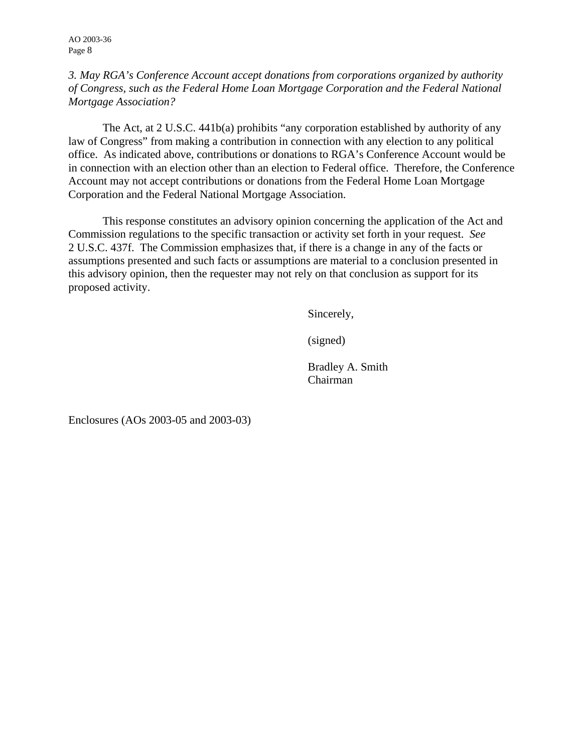*3. May RGA's Conference Account accept donations from corporations organized by authority of Congress, such as the Federal Home Loan Mortgage Corporation and the Federal National Mortgage Association?*

The Act, at 2 U.S.C. 441b(a) prohibits "any corporation established by authority of any law of Congress" from making a contribution in connection with any election to any political office. As indicated above, contributions or donations to RGA's Conference Account would be in connection with an election other than an election to Federal office. Therefore, the Conference Account may not accept contributions or donations from the Federal Home Loan Mortgage Corporation and the Federal National Mortgage Association.

This response constitutes an advisory opinion concerning the application of the Act and Commission regulations to the specific transaction or activity set forth in your request. *See* 2 U.S.C. 437f. The Commission emphasizes that, if there is a change in any of the facts or assumptions presented and such facts or assumptions are material to a conclusion presented in this advisory opinion, then the requester may not rely on that conclusion as support for its proposed activity.

Sincerely,

(signed)

Bradley A. Smith
Chairman

Enclosures (AOs 2003-05 and 2003-03)